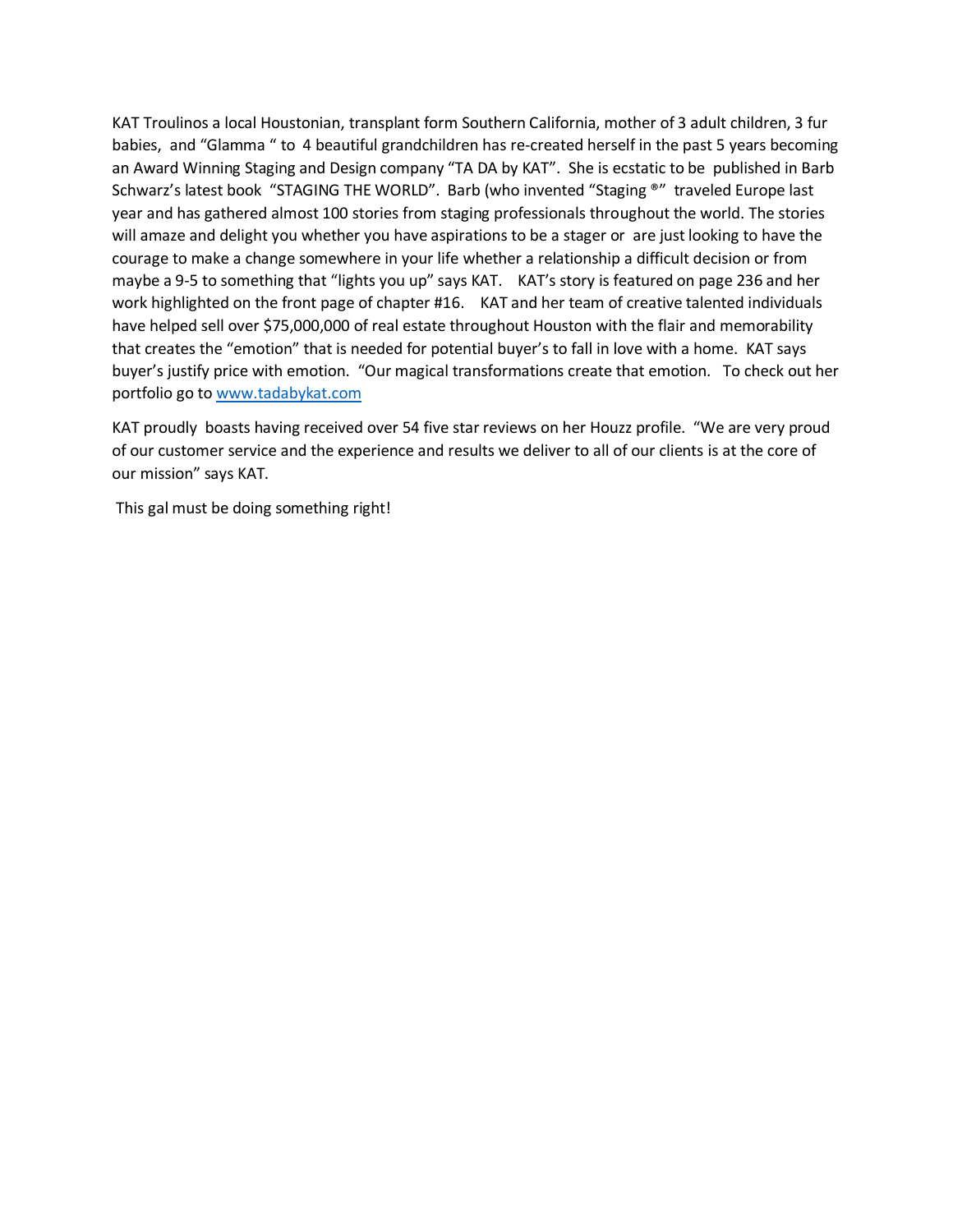KAT Troulinos a local Houstonian, transplant form Southern California, mother of 3 adult children, 3 fur babies, and "Glamma " to 4 beautiful grandchildren has re-created herself in the past 5 years becoming an Award Winning Staging and Design company "TA DA by KAT". She is ecstatic to be published in Barb Schwarz's latest book "STAGING THE WORLD". Barb (who invented "Staging ®" traveled Europe last year and has gathered almost 100 stories from staging professionals throughout the world. The stories will amaze and delight you whether you have aspirations to be a stager or are just looking to have the courage to make a change somewhere in your life whether a relationship a difficult decision or from maybe a 9-5 to something that "lights you up" says KAT. KAT's story is featured on page 236 and her work highlighted on the front page of chapter #16. KAT and her team of creative talented individuals have helped sell over $75,000,000 of real estate throughout Houston with the flair and memorability that creates the "emotion" that is needed for potential buyer's to fall in love with a home. KAT says buyer's justify price with emotion. "Our magical transformations create that emotion. To check out her portfolio go to [www.tadabykat.com](http://www.tadabykat.com)

KAT proudly boasts having received over 54 five star reviews on her Houzz profile. "We are very proud of our customer service and the experience and results we deliver to all of our clients is at the core of our mission" says KAT.

This gal must be doing something right!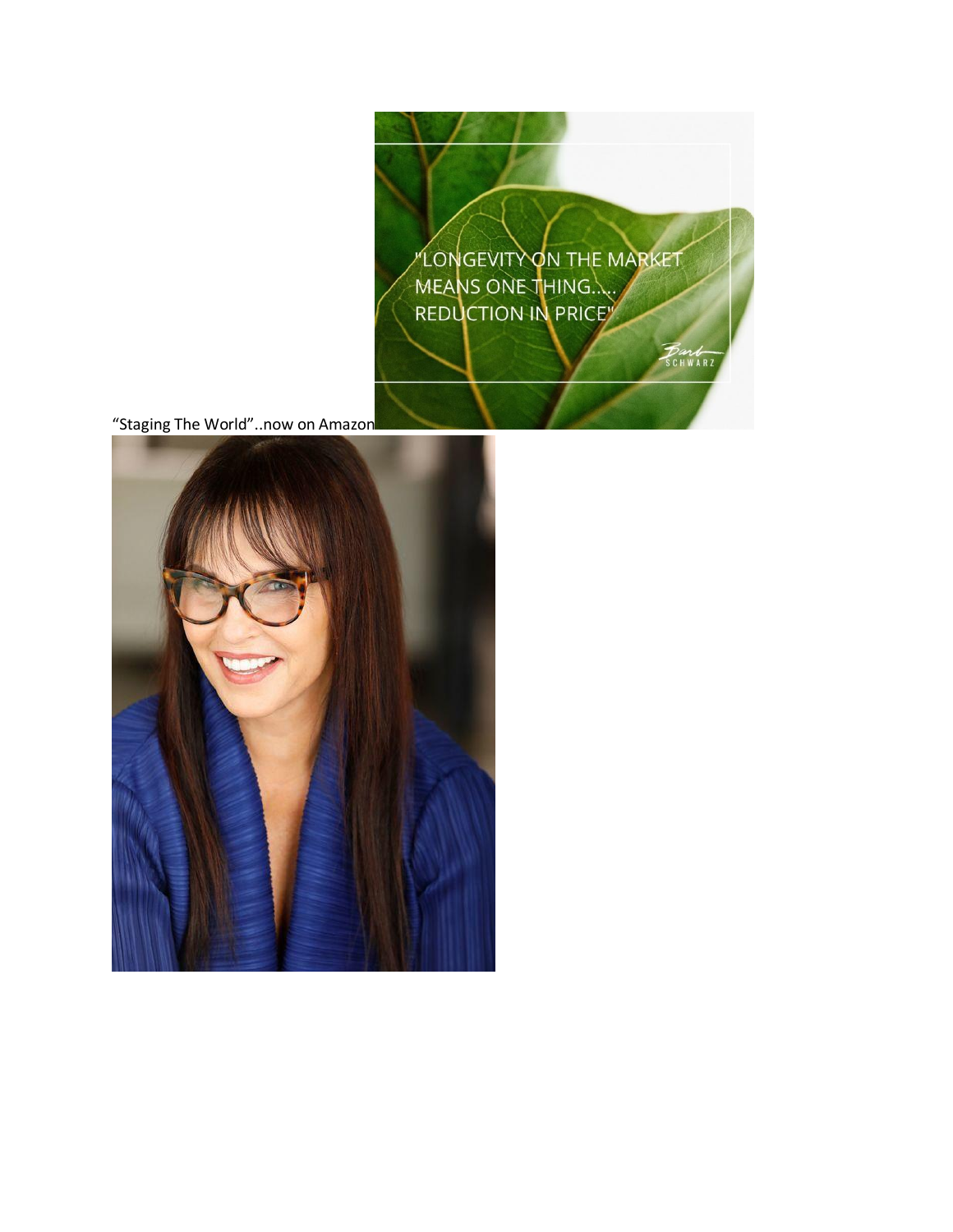"Staging The World"..now on Amazon